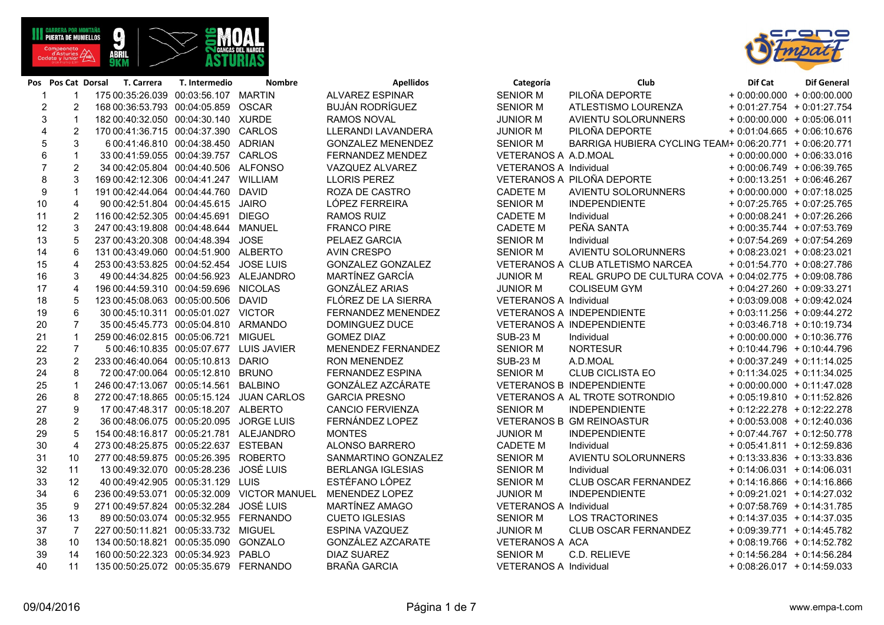| Pos | Pos Cat | Dorsal | T. Carrera | T. Intermedio | Nombre | Apellidos | Categoría | Club | Dif Cat | Dif General |
|---|---|---|---|---|---|---|---|---|---|---|
| 1 | 1 | 175 | 00:35:26.039 | 00:03:56.107 | MARTIN | ALVAREZ ESPINAR | SENIOR M | PILOÑA DEPORTE | + 0:00:00.000 | + 0:00:00.000 |
| 2 | 2 | 168 | 00:36:53.793 | 00:04:05.859 | OSCAR | BUJÁN RODRÍGUEZ | SENIOR M | ATLESTISMO LOURENZA | + 0:01:27.754 | + 0:01:27.754 |
| 3 | 1 | 182 | 00:40:32.050 | 00:04:30.140 | XURDE | RAMOS NOVAL | JUNIOR M | AVIENTU SOLORUNNERS | + 0:00:00.000 | + 0:05:06.011 |
| 4 | 2 | 170 | 00:41:36.715 | 00:04:37.390 | CARLOS | LLERANDI LAVANDERA | JUNIOR M | PILOÑA DEPORTE | + 0:01:04.665 | + 0:06:10.676 |
| 5 | 3 | 6 | 00:41:46.810 | 00:04:38.450 | ADRIAN | GONZALEZ MENENDEZ | SENIOR M | BARRIGA HUBIERA CYCLING TEAM | + 0:06:20.771 | + 0:06:20.771 |
| 6 | 1 | 33 | 00:41:59.055 | 00:04:39.757 | CARLOS | FERNANDEZ MENDEZ | VETERANOS A | A.D.MOAL | + 0:00:00.000 | + 0:06:33.016 |
| 7 | 2 | 34 | 00:42:05.804 | 00:04:40.506 | ALFONSO | VAZQUEZ ALVAREZ | VETERANOS A | Individual | + 0:00:06.749 | + 0:06:39.765 |
| 8 | 3 | 169 | 00:42:12.306 | 00:04:41.247 | WILLIAM | LLORIS PEREZ | VETERANOS A | PILOÑA DEPORTE | + 0:00:13.251 | + 0:06:46.267 |
| 9 | 1 | 191 | 00:42:44.064 | 00:04:44.760 | DAVID | ROZA DE CASTRO | CADETE M | AVIENTU SOLORUNNERS | + 0:00:00.000 | + 0:07:18.025 |
| 10 | 4 | 90 | 00:42:51.804 | 00:04:45.615 | JAIRO | LÓPEZ FERREIRA | SENIOR M | INDEPENDIENTE | + 0:07:25.765 | + 0:07:25.765 |
| 11 | 2 | 116 | 00:42:52.305 | 00:04:45.691 | DIEGO | RAMOS RUIZ | CADETE M | Individual | + 0:00:08.241 | + 0:07:26.266 |
| 12 | 3 | 247 | 00:43:19.808 | 00:04:48.644 | MANUEL | FRANCO PIRE | CADETE M | PEÑA SANTA | + 0:00:35.744 | + 0:07:53.769 |
| 13 | 5 | 237 | 00:43:20.308 | 00:04:48.394 | JOSE | PELAEZ GARCIA | SENIOR M | Individual | + 0:07:54.269 | + 0:07:54.269 |
| 14 | 6 | 131 | 00:43:49.060 | 00:04:51.900 | ALBERTO | AVIN CRESPO | SENIOR M | AVIENTU SOLORUNNERS | + 0:08:23.021 | + 0:08:23.021 |
| 15 | 4 | 253 | 00:43:53.825 | 00:04:52.454 | JOSE LUIS | GONZALEZ GONZALEZ | VETERANOS A | CLUB ATLETISMO NARCEA | + 0:01:54.770 | + 0:08:27.786 |
| 16 | 3 | 49 | 00:44:34.825 | 00:04:56.923 | ALEJANDRO | MARTÍNEZ GARCÍA | JUNIOR M | REAL GRUPO DE CULTURA COVA | + 0:04:02.775 | + 0:09:08.786 |
| 17 | 4 | 196 | 00:44:59.310 | 00:04:59.696 | NICOLAS | GONZÁLEZ ARIAS | JUNIOR M | COLISEUM GYM | + 0:04:27.260 | + 0:09:33.271 |
| 18 | 5 | 123 | 00:45:08.063 | 00:05:00.506 | DAVID | FLÓREZ DE LA SIERRA | VETERANOS A | Individual | + 0:03:09.008 | + 0:09:42.024 |
| 19 | 6 | 30 | 00:45:10.311 | 00:05:01.027 | VICTOR | FERNANDEZ MENENDEZ | VETERANOS A | INDEPENDIENTE | + 0:03:11.256 | + 0:09:44.272 |
| 20 | 7 | 35 | 00:45:45.773 | 00:05:04.810 | ARMANDO | DOMINGUEZ DUCE | VETERANOS A | INDEPENDIENTE | + 0:03:46.718 | + 0:10:19.734 |
| 21 | 1 | 259 | 00:46:02.815 | 00:05:06.721 | MIGUEL | GOMEZ DIAZ | SUB-23 M | Individual | + 0:00:00.000 | + 0:10:36.776 |
| 22 | 7 | 5 | 00:46:10.835 | 00:05:07.677 | LUIS JAVIER | MENENDEZ FERNANDEZ | SENIOR M | NORTESUR | + 0:10:44.796 | + 0:10:44.796 |
| 23 | 2 | 233 | 00:46:40.064 | 00:05:10.813 | DARIO | RON MENENDEZ | SUB-23 M | A.D.MOAL | + 0:00:37.249 | + 0:11:14.025 |
| 24 | 8 | 72 | 00:47:00.064 | 00:05:12.810 | BRUNO | FERNANDEZ ESPINA | SENIOR M | CLUB CICLISTA EO | + 0:11:34.025 | + 0:11:34.025 |
| 25 | 1 | 246 | 00:47:13.067 | 00:05:14.561 | BALBINO | GONZÁLEZ AZCÁRATE | VETERANOS B | INDEPENDIENTE | + 0:00:00.000 | + 0:11:47.028 |
| 26 | 8 | 272 | 00:47:18.865 | 00:05:15.124 | JUAN CARLOS | GARCIA PRESNO | VETERANOS A | AL TROTE SOTRONDIO | + 0:05:19.810 | + 0:11:52.826 |
| 27 | 9 | 17 | 00:47:48.317 | 00:05:18.207 | ALBERTO | CANCIO FERVIENZA | SENIOR M | INDEPENDIENTE | + 0:12:22.278 | + 0:12:22.278 |
| 28 | 2 | 36 | 00:48:06.075 | 00:05:20.095 | JORGE LUIS | FERNÁNDEZ LOPEZ | VETERANOS B | GM REINOASTUR | + 0:00:53.008 | + 0:12:40.036 |
| 29 | 5 | 154 | 00:48:16.817 | 00:05:21.781 | ALEJANDRO | MONTES | JUNIOR M | INDEPENDIENTE | + 0:07:44.767 | + 0:12:50.778 |
| 30 | 4 | 273 | 00:48:25.875 | 00:05:22.637 | ESTEBAN | ALONSO BARRERO | CADETE M | Individual | + 0:05:41.811 | + 0:12:59.836 |
| 31 | 10 | 277 | 00:48:59.875 | 00:05:26.395 | ROBERTO | SANMARTINO GONZALEZ | SENIOR M | AVIENTU SOLORUNNERS | + 0:13:33.836 | + 0:13:33.836 |
| 32 | 11 | 13 | 00:49:32.070 | 00:05:28.236 | JOSÉ LUIS | BERLANGA IGLESIAS | SENIOR M | Individual | + 0:14:06.031 | + 0:14:06.031 |
| 33 | 12 | 40 | 00:49:42.905 | 00:05:31.129 | LUIS | ESTÉFANO LÓPEZ | SENIOR M | CLUB OSCAR FERNANDEZ | + 0:14:16.866 | + 0:14:16.866 |
| 34 | 6 | 236 | 00:49:53.071 | 00:05:32.009 | VICTOR MANUEL | MENENDEZ LOPEZ | JUNIOR M | INDEPENDIENTE | + 0:09:21.021 | + 0:14:27.032 |
| 35 | 9 | 271 | 00:49:57.824 | 00:05:32.284 | JOSÉ LUIS | MARTÍNEZ AMAGO | VETERANOS A | Individual | + 0:07:58.769 | + 0:14:31.785 |
| 36 | 13 | 89 | 00:50:03.074 | 00:05:32.955 | FERNANDO | CUETO IGLESIAS | SENIOR M | LOS TRACTORINES | + 0:14:37.035 | + 0:14:37.035 |
| 37 | 7 | 227 | 00:50:11.821 | 00:05:33.732 | MIGUEL | ESPINA VAZQUEZ | JUNIOR M | CLUB OSCAR FERNANDEZ | + 0:09:39.771 | + 0:14:45.782 |
| 38 | 10 | 134 | 00:50:18.821 | 00:05:35.090 | GONZALO | GONZÁLEZ AZCARATE | VETERANOS A | ACA | + 0:08:19.766 | + 0:14:52.782 |
| 39 | 14 | 160 | 00:50:22.323 | 00:05:34.923 | PABLO | DIAZ SUAREZ | SENIOR M | C.D. RELIEVE | + 0:14:56.284 | + 0:14:56.284 |
| 40 | 11 | 135 | 00:50:25.072 | 00:05:35.679 | FERNANDO | BRAÑA GARCIA | VETERANOS A | Individual | + 0:08:26.017 | + 0:14:59.033 |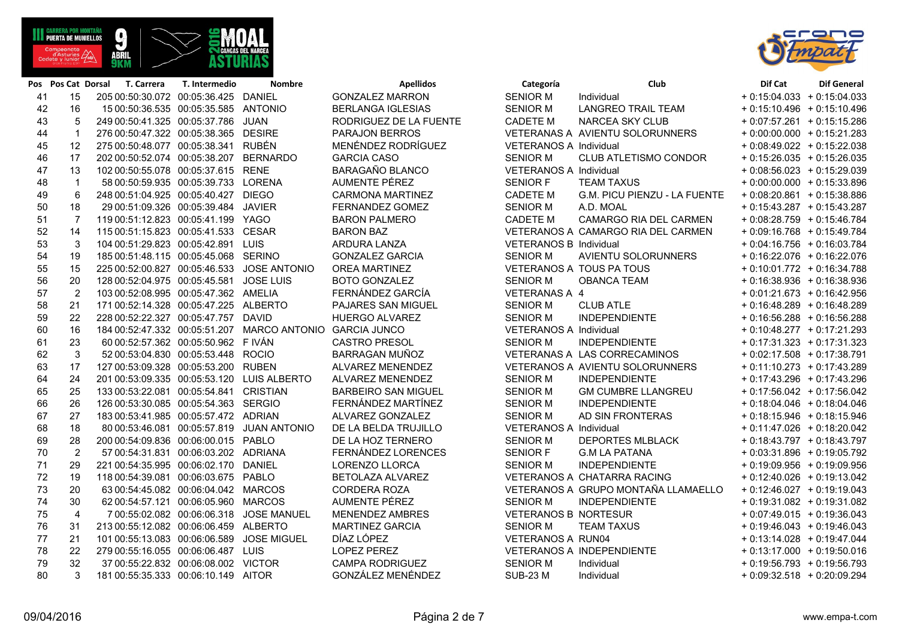| Pos | Pos Cat | Dorsal | T. Carrera | T. Intermedio | Nombre | Apellidos | Categoría | Club | Dif Cat | Dif General |
|---|---|---|---|---|---|---|---|---|---|---|
| 41 | 15 | 205 | 00:50:30.072 | 00:05:36.425 | DANIEL | GONZALEZ MARRON | SENIOR M | Individual | + 0:15:04.033 | + 0:15:04.033 |
| 42 | 16 | 15 | 00:50:36.535 | 00:05:35.585 | ANTONIO | BERLANGA IGLESIAS | SENIOR M | LANGREO TRAIL TEAM | + 0:15:10.496 | + 0:15:10.496 |
| 43 | 5 | 249 | 00:50:41.325 | 00:05:37.768 | JUAN | RODRIGUEZ DE LA FUENTE | CADETE M | NARCEA SKY CLUB | + 0:07:57.261 | + 0:15:15.286 |
| 44 | 1 | 276 | 00:50:47.322 | 00:05:38.365 | DESIRE | PARAJON BERROS | VETERANAS A | AVIENTU SOLORUNNERS | + 0:00:00.000 | + 0:15:21.283 |
| 45 | 12 | 275 | 00:50:48.077 | 00:05:38.341 | RUBÉN | MENÉNDEZ RODRÍGUEZ | VETERANOS A | Individual | + 0:08:49.022 | + 0:15:22.038 |
| 46 | 17 | 202 | 00:50:52.074 | 00:05:38.207 | BERNARDO | GARCIA CASO | SENIOR M | CLUB ATLETISMO CONDOR | + 0:15:26.035 | + 0:15:26.035 |
| 47 | 13 | 102 | 00:50:55.078 | 00:05:37.615 | RENE | BARAGAÑO BLANCO | VETERANOS A | Individual | + 0:08:56.023 | + 0:15:29.039 |
| 48 | 1 | 58 | 00:50:59.935 | 00:05:39.733 | LORENA | AUMENTE PÉREZ | SENIOR F | TEAM TAXUS | + 0:00:00.000 | + 0:15:33.896 |
| 49 | 6 | 248 | 00:51:04.925 | 00:05:40.427 | DIEGO | CARMONA MARTINEZ | CADETE M | G.M. PICU PIENZU - LA FUENTE | + 0:08:20.861 | + 0:15:38.886 |
| 50 | 18 | 29 | 00:51:09.326 | 00:05:39.484 | JAVIER | FERNANDEZ GOMEZ | SENIOR M | A.D. MOAL | + 0:15:43.287 | + 0:15:43.287 |
| 51 | 7 | 119 | 00:51:12.823 | 00:05:41.199 | YAGO | BARON PALMERO | CADETE M | CAMARGO RIA DEL CARMEN | + 0:08:28.759 | + 0:15:46.784 |
| 52 | 14 | 115 | 00:51:15.823 | 00:05:41.533 | CESAR | BARON BAZ | VETERANOS A | CAMARGO RIA DEL CARMEN | + 0:09:16.768 | + 0:15:49.784 |
| 53 | 3 | 104 | 00:51:29.823 | 00:05:42.891 | LUIS | ARDURA LANZA | VETERANOS B | Individual | + 0:04:16.756 | + 0:16:03.784 |
| 54 | 19 | 185 | 00:51:48.115 | 00:05:45.068 | SERINO | GONZALEZ GARCIA | SENIOR M | AVIENTU SOLORUNNERS | + 0:16:22.076 | + 0:16:22.076 |
| 55 | 15 | 225 | 00:52:00.827 | 00:05:46.533 | JOSE ANTONIO | OREA MARTINEZ | VETERANOS A | TOUS PA TOUS | + 0:10:01.772 | + 0:16:34.788 |
| 56 | 20 | 128 | 00:52:04.975 | 00:05:45.581 | JOSE LUIS | BOTO GONZALEZ | SENIOR M | OBANCA TEAM | + 0:16:38.936 | + 0:16:38.936 |
| 57 | 2 | 103 | 00:52:08.995 | 00:05:47.362 | AMELIA | FERNÁNDEZ GARCÍA | VETERANAS A | 4 | + 0:01:21.673 | + 0:16:42.956 |
| 58 | 21 | 171 | 00:52:14.328 | 00:05:47.225 | ALBERTO | PAJARES SAN MIGUEL | SENIOR M | CLUB ATLE | + 0:16:48.289 | + 0:16:48.289 |
| 59 | 22 | 228 | 00:52:22.327 | 00:05:47.757 | DAVID | HUERGO ALVAREZ | SENIOR M | INDEPENDIENTE | + 0:16:56.288 | + 0:16:56.288 |
| 60 | 16 | 184 | 00:52:47.332 | 00:05:51.207 | MARCO ANTONIO | GARCIA JUNCO | VETERANOS A | Individual | + 0:10:48.277 | + 0:17:21.293 |
| 61 | 23 | 60 | 00:52:57.362 | 00:05:50.962 | F IVÁN | CASTRO PRESOL | SENIOR M | INDEPENDIENTE | + 0:17:31.323 | + 0:17:31.323 |
| 62 | 3 | 52 | 00:53:04.830 | 00:05:53.448 | ROCIO | BARRAGAN MUÑOZ | VETERANAS A | LAS CORRECAMINOS | + 0:02:17.508 | + 0:17:38.791 |
| 63 | 17 | 127 | 00:53:09.328 | 00:05:53.200 | RUBEN | ALVAREZ MENENDEZ | VETERANOS A | AVIENTU SOLORUNNERS | + 0:11:10.273 | + 0:17:43.289 |
| 64 | 24 | 201 | 00:53:09.335 | 00:05:53.120 | LUIS ALBERTO | ALVAREZ MENENDEZ | SENIOR M | INDEPENDIENTE | + 0:17:43.296 | + 0:17:43.296 |
| 65 | 25 | 133 | 00:53:22.081 | 00:05:54.841 | CRISTIAN | BARBEITO SAN MIGUEL | SENIOR M | GM CUMBRE LLANGREU | + 0:17:56.042 | + 0:17:56.042 |
| 66 | 26 | 126 | 00:53:30.085 | 00:05:54.363 | SERGIO | FERNÁNDEZ MARTÍNEZ | SENIOR M | INDEPENDIENTE | + 0:18:04.046 | + 0:18:04.046 |
| 67 | 27 | 183 | 00:53:41.985 | 00:05:57.472 | ADRIAN | ALVAREZ GONZALEZ | SENIOR M | AD SIN FRONTERAS | + 0:18:15.946 | + 0:18:15.946 |
| 68 | 18 | 80 | 00:53:46.081 | 00:05:57.819 | JUAN ANTONIO | DE LA BELDA TRUJILLO | VETERANOS A | Individual | + 0:11:47.026 | + 0:18:20.042 |
| 69 | 28 | 200 | 00:54:09.836 | 00:06:00.015 | PABLO | DE LA HOZ TERNERO | SENIOR M | DEPORTES MLBLACK | + 0:18:43.797 | + 0:18:43.797 |
| 70 | 2 | 57 | 00:54:31.831 | 00:06:03.202 | ADRIANA | FERNÁNDEZ LORENCES | SENIOR F | G.M LA PATANA | + 0:03:31.896 | + 0:19:05.792 |
| 71 | 29 | 221 | 00:54:35.995 | 00:06:02.170 | DANIEL | LORENZO LLORCA | SENIOR M | INDEPENDIENTE | + 0:19:09.956 | + 0:19:09.956 |
| 72 | 19 | 118 | 00:54:39.081 | 00:06:03.675 | PABLO | BETOLAZA ALVAREZ | VETERANOS A | CHATARRA RACING | + 0:12:40.026 | + 0:19:13.042 |
| 73 | 20 | 63 | 00:54:45.082 | 00:06:04.042 | MARCOS | CORDERA ROZA | VETERANOS A | GRUPO MONTAÑA LLAMAELLO | + 0:12:46.027 | + 0:19:19.043 |
| 74 | 30 | 62 | 00:54:57.121 | 00:06:05.960 | MARCOS | AUMENTE PÉREZ | SENIOR M | INDEPENDIENTE | + 0:19:31.082 | + 0:19:31.082 |
| 75 | 4 | 7 | 00:55:02.082 | 00:06:06.318 | JOSE MANUEL | MENENDEZ AMBRES | VETERANOS B | NORTESUR | + 0:07:49.015 | + 0:19:36.043 |
| 76 | 31 | 213 | 00:55:12.082 | 00:06:06.459 | ALBERTO | MARTINEZ GARCIA | SENIOR M | TEAM TAXUS | + 0:19:46.043 | + 0:19:46.043 |
| 77 | 21 | 101 | 00:55:13.083 | 00:06:06.589 | JOSE MIGUEL | DÍAZ LÓPEZ | VETERANOS A | RUN04 | + 0:13:14.028 | + 0:19:47.044 |
| 78 | 22 | 279 | 00:55:16.055 | 00:06:06.487 | LUIS | LOPEZ PEREZ | VETERANOS A | INDEPENDIENTE | + 0:13:17.000 | + 0:19:50.016 |
| 79 | 32 | 37 | 00:55:22.832 | 00:06:08.002 | VICTOR | CAMPA RODRIGUEZ | SENIOR M | Individual | + 0:19:56.793 | + 0:19:56.793 |
| 80 | 3 | 181 | 00:55:35.333 | 00:06:10.149 | AITOR | GONZÁLEZ MENÉNDEZ | SUB-23 M | Individual | + 0:09:32.518 | + 0:20:09.294 |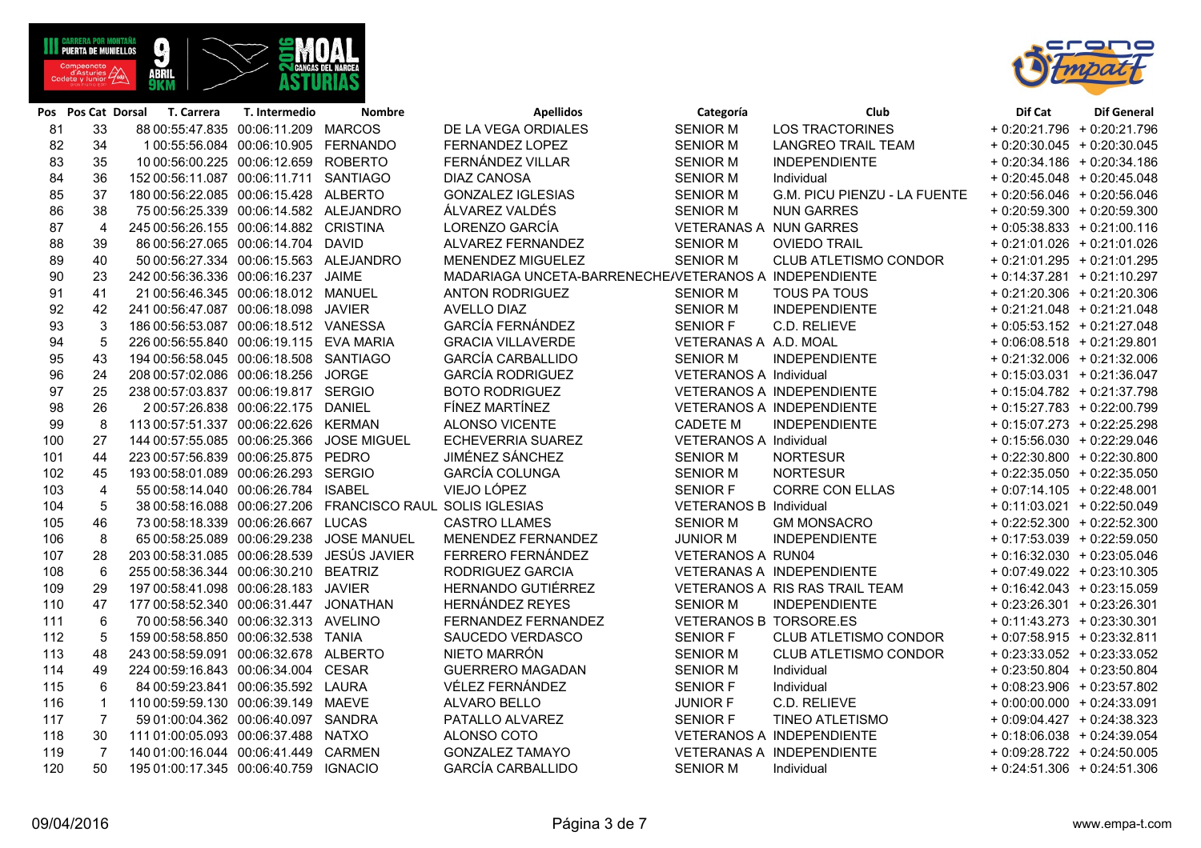| Pos | Pos Cat | Dorsal | T. Carrera | T. Intermedio | Nombre | Apellidos | Categoría | Club | Dif Cat | Dif General |
|---|---|---|---|---|---|---|---|---|---|---|
| 81 | 33 | 88 | 00:55:47.835 | 00:06:11.209 | MARCOS | DE LA VEGA ORDIALES | SENIOR M | LOS TRACTORINES | + 0:20:21.796 | + 0:20:21.796 |
| 82 | 34 | 1 | 00:55:56.084 | 00:06:10.905 | FERNANDO | FERNANDEZ LOPEZ | SENIOR M | LANGREO TRAIL TEAM | + 0:20:30.045 | + 0:20:30.045 |
| 83 | 35 | 10 | 00:56:00.225 | 00:06:12.659 | ROBERTO | FERNÁNDEZ VILLAR | SENIOR M | INDEPENDIENTE | + 0:20:34.186 | + 0:20:34.186 |
| 84 | 36 | 152 | 00:56:11.087 | 00:06:11.711 | SANTIAGO | DIAZ CANOSA | SENIOR M | Individual | + 0:20:45.048 | + 0:20:45.048 |
| 85 | 37 | 180 | 00:56:22.085 | 00:06:15.428 | ALBERTO | GONZALEZ IGLESIAS | SENIOR M | G.M. PICU PIENZU - LA FUENTE | + 0:20:56.046 | + 0:20:56.046 |
| 86 | 38 | 75 | 00:56:25.339 | 00:06:14.582 | ALEJANDRO | ÁLVAREZ VALDÉS | SENIOR M | NUN GARRES | + 0:20:59.300 | + 0:20:59.300 |
| 87 | 4 | 245 | 00:56:26.155 | 00:06:14.882 | CRISTINA | LORENZO GARCÍA | VETERANAS A | NUN GARRES | + 0:05:38.833 | + 0:21:00.116 |
| 88 | 39 | 86 | 00:56:27.065 | 00:06:14.704 | DAVID | ALVAREZ FERNANDEZ | SENIOR M | OVIEDO TRAIL | + 0:21:01.026 | + 0:21:01.026 |
| 89 | 40 | 50 | 00:56:27.334 | 00:06:15.563 | ALEJANDRO | MENENDEZ MIGUELEZ | SENIOR M | CLUB ATLETISMO CONDOR | + 0:21:01.295 | + 0:21:01.295 |
| 90 | 23 | 242 | 00:56:36.336 | 00:06:16.237 | JAIME | MADARIAGA UNCETA-BARRENECHEA | VETERANOS A | INDEPENDIENTE | + 0:14:37.281 | + 0:21:10.297 |
| 91 | 41 | 21 | 00:56:46.345 | 00:06:18.012 | MANUEL | ANTON RODRIGUEZ | SENIOR M | TOUS PA TOUS | + 0:21:20.306 | + 0:21:20.306 |
| 92 | 42 | 241 | 00:56:47.087 | 00:06:18.098 | JAVIER | AVELLO DIAZ | SENIOR M | INDEPENDIENTE | + 0:21:21.048 | + 0:21:21.048 |
| 93 | 3 | 186 | 00:56:53.087 | 00:06:18.512 | VANESSA | GARCÍA FERNÁNDEZ | SENIOR F | C.D. RELIEVE | + 0:05:53.152 | + 0:21:27.048 |
| 94 | 5 | 226 | 00:56:55.840 | 00:06:19.115 | EVA MARIA | GRACIA VILLAVERDE | VETERANAS A | A.D. MOAL | + 0:06:08.518 | + 0:21:29.801 |
| 95 | 43 | 194 | 00:56:58.045 | 00:06:18.508 | SANTIAGO | GARCÍA CARBALLIDO | SENIOR M | INDEPENDIENTE | + 0:21:32.006 | + 0:21:32.006 |
| 96 | 24 | 208 | 00:57:02.086 | 00:06:18.256 | JORGE | GARCÍA RODRIGUEZ | VETERANOS A | Individual | + 0:15:03.031 | + 0:21:36.047 |
| 97 | 25 | 238 | 00:57:03.837 | 00:06:19.817 | SERGIO | BOTO RODRIGUEZ | VETERANOS A | INDEPENDIENTE | + 0:15:04.782 | + 0:21:37.798 |
| 98 | 26 | 2 | 00:57:26.838 | 00:06:22.175 | DANIEL | FÍNEZ MARTÍNEZ | VETERANOS A | INDEPENDIENTE | + 0:15:27.783 | + 0:22:00.799 |
| 99 | 8 | 113 | 00:57:51.337 | 00:06:22.626 | KERMAN | ALONSO VICENTE | CADETE M | INDEPENDIENTE | + 0:15:07.273 | + 0:22:25.298 |
| 100 | 27 | 144 | 00:57:55.085 | 00:06:25.366 | JOSE MIGUEL | ECHEVERRIA SUAREZ | VETERANOS A | Individual | + 0:15:56.030 | + 0:22:29.046 |
| 101 | 44 | 223 | 00:57:56.839 | 00:06:25.875 | PEDRO | JIMÉNEZ SÁNCHEZ | SENIOR M | NORTESUR | + 0:22:30.800 | + 0:22:30.800 |
| 102 | 45 | 193 | 00:58:01.089 | 00:06:26.293 | SERGIO | GARCÍA COLUNGA | SENIOR M | NORTESUR | + 0:22:35.050 | + 0:22:35.050 |
| 103 | 4 | 55 | 00:58:14.040 | 00:06:26.784 | ISABEL | VIEJO LÓPEZ | SENIOR F | CORRE CON ELLAS | + 0:07:14.105 | + 0:22:48.001 |
| 104 | 5 | 38 | 00:58:16.088 | 00:06:27.206 | FRANCISCO RAUL | SOLIS IGLESIAS | VETERANOS B | Individual | + 0:11:03.021 | + 0:22:50.049 |
| 105 | 46 | 73 | 00:58:18.339 | 00:06:26.667 | LUCAS | CASTRO LLAMES | SENIOR M | GM MONSACRO | + 0:22:52.300 | + 0:22:52.300 |
| 106 | 8 | 65 | 00:58:25.089 | 00:06:29.238 | JOSE MANUEL | MENENDEZ FERNANDEZ | JUNIOR M | INDEPENDIENTE | + 0:17:53.039 | + 0:22:59.050 |
| 107 | 28 | 203 | 00:58:31.085 | 00:06:28.539 | JESÚS JAVIER | FERRERO FERNÁNDEZ | VETERANOS A | RUN04 | + 0:16:32.030 | + 0:23:05.046 |
| 108 | 6 | 255 | 00:58:36.344 | 00:06:30.210 | BEATRIZ | RODRIGUEZ GARCIA | VETERANAS A | INDEPENDIENTE | + 0:07:49.022 | + 0:23:10.305 |
| 109 | 29 | 197 | 00:58:41.098 | 00:06:28.339 | JAVIER | HERNANDO GUTIÉRREZ | VETERANOS A | RIS RAS TRAIL TEAM | + 0:16:42.043 | + 0:23:15.059 |
| 110 | 47 | 177 | 00:58:52.340 | 00:06:31.447 | JONATHAN | HERNÁNDEZ REYES | SENIOR M | INDEPENDIENTE | + 0:23:26.301 | + 0:23:26.301 |
| 111 | 6 | 70 | 00:58:56.340 | 00:06:32.313 | AVELINO | FERNANDEZ FERNANDEZ | VETERANOS B | TORSORE.ES | + 0:11:43.273 | + 0:23:30.301 |
| 112 | 5 | 159 | 00:58:58.850 | 00:06:32.538 | TANIA | SAUCEDO VERDASCO | SENIOR F | CLUB ATLETISMO CONDOR | + 0:07:58.915 | + 0:23:32.811 |
| 113 | 48 | 243 | 00:58:59.091 | 00:06:32.678 | ALBERTO | NIETO MARRÓN | SENIOR M | CLUB ATLETISMO CONDOR | + 0:23:33.052 | + 0:23:33.052 |
| 114 | 49 | 224 | 00:59:16.843 | 00:06:34.004 | CESAR | GUERRERO MAGADAN | SENIOR M | Individual | + 0:23:50.804 | + 0:23:50.804 |
| 115 | 6 | 84 | 00:59:23.841 | 00:06:35.592 | LAURA | VÉLEZ FERNÁNDEZ | SENIOR F | Individual | + 0:08:23.906 | + 0:23:57.802 |
| 116 | 1 | 110 | 00:59:59.130 | 00:06:39.149 | MAEVE | ALVARO BELLO | JUNIOR F | C.D. RELIEVE | + 0:00:00.000 | + 0:24:33.091 |
| 117 | 7 | 59 | 01:00:04.362 | 00:06:40.097 | SANDRA | PATALLO ALVAREZ | SENIOR F | TINEO ATLETISMO | + 0:09:04.427 | + 0:24:38.323 |
| 118 | 30 | 111 | 01:00:05.093 | 00:06:37.488 | NATXO | ALONSO COTO | VETERANOS A | INDEPENDIENTE | + 0:18:06.038 | + 0:24:39.054 |
| 119 | 7 | 140 | 01:00:16.044 | 00:06:41.449 | CARMEN | GONZALEZ TAMAYO | VETERANAS A | INDEPENDIENTE | + 0:09:28.722 | + 0:24:50.005 |
| 120 | 50 | 195 | 01:00:17.345 | 00:06:40.759 | IGNACIO | GARCÍA CARBALLIDO | SENIOR M | Individual | + 0:24:51.306 | + 0:24:51.306 |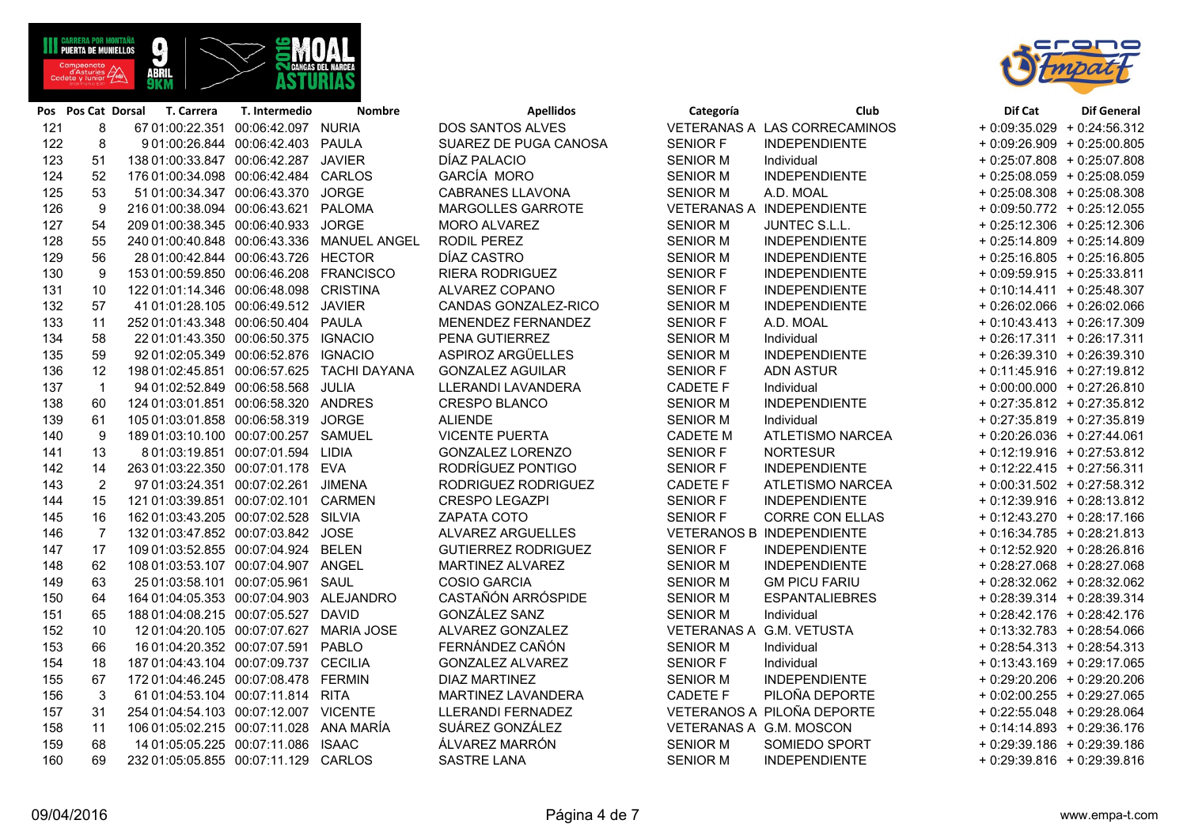| Pos | Pos Cat | Dorsal | T. Carrera | T. Intermedio | Nombre | Apellidos | Categoría | Club | Dif Cat | Dif General |
|---|---|---|---|---|---|---|---|---|---|---|
| 121 | 8 | 67 | 01:00:22.351 | 00:06:42.097 | NURIA | DOS SANTOS ALVES | VETERANAS A | LAS CORRECAMINOS | + 0:09:35.029 | + 0:24:56.312 |
| 122 | 8 | 9 | 01:00:26.844 | 00:06:42.403 | PAULA | SUAREZ DE PUGA CANOSA | SENIOR F | INDEPENDIENTE | + 0:09:26.909 | + 0:25:00.805 |
| 123 | 51 | 138 | 01:00:33.847 | 00:06:42.287 | JAVIER | DÍAZ PALACIO | SENIOR M | Individual | + 0:25:07.808 | + 0:25:07.808 |
| 124 | 52 | 176 | 01:00:34.098 | 00:06:42.484 | CARLOS | GARCÍA MORO | SENIOR M | INDEPENDIENTE | + 0:25:08.059 | + 0:25:08.059 |
| 125 | 53 | 51 | 01:00:34.347 | 00:06:43.370 | JORGE | CABRANES LLAVONA | SENIOR M | A.D. MOAL | + 0:25:08.308 | + 0:25:08.308 |
| 126 | 9 | 216 | 01:00:38.094 | 00:06:43.621 | PALOMA | MARGOLLES GARROTE | VETERANAS A | INDEPENDIENTE | + 0:09:50.772 | + 0:25:12.055 |
| 127 | 54 | 209 | 01:00:38.345 | 00:06:40.933 | JORGE | MORO ALVAREZ | SENIOR M | JUNTEC S.L.L. | + 0:25:12.306 | + 0:25:12.306 |
| 128 | 55 | 240 | 01:00:40.848 | 00:06:43.336 | MANUEL ANGEL | RODIL PEREZ | SENIOR M | INDEPENDIENTE | + 0:25:14.809 | + 0:25:14.809 |
| 129 | 56 | 28 | 01:00:42.844 | 00:06:43.726 | HECTOR | DÍAZ CASTRO | SENIOR M | INDEPENDIENTE | + 0:25:16.805 | + 0:25:16.805 |
| 130 | 9 | 153 | 01:00:59.850 | 00:06:46.208 | FRANCISCO | RIERA RODRIGUEZ | SENIOR F | INDEPENDIENTE | + 0:09:59.915 | + 0:25:33.811 |
| 131 | 10 | 122 | 01:01:14.346 | 00:06:48.098 | CRISTINA | ALVAREZ COPANO | SENIOR F | INDEPENDIENTE | + 0:10:14.411 | + 0:25:48.307 |
| 132 | 57 | 41 | 01:01:28.105 | 00:06:49.512 | JAVIER | CANDAS GONZALEZ-RICO | SENIOR M | INDEPENDIENTE | + 0:26:02.066 | + 0:26:02.066 |
| 133 | 11 | 252 | 01:01:43.348 | 00:06:50.404 | PAULA | MENENDEZ FERNANDEZ | SENIOR F | A.D. MOAL | + 0:10:43.413 | + 0:26:17.309 |
| 134 | 58 | 22 | 01:01:43.350 | 00:06:50.375 | IGNACIO | PENA GUTIERREZ | SENIOR M | Individual | + 0:26:17.311 | + 0:26:17.311 |
| 135 | 59 | 92 | 01:02:05.349 | 00:06:52.876 | IGNACIO | ASPIROZ ARGÜELLES | SENIOR M | INDEPENDIENTE | + 0:26:39.310 | + 0:26:39.310 |
| 136 | 12 | 198 | 01:02:45.851 | 00:06:57.625 | TACHI DAYANA | GONZALEZ AGUILAR | SENIOR F | ADN ASTUR | + 0:11:45.916 | + 0:27:19.812 |
| 137 | 1 | 94 | 01:02:52.849 | 00:06:58.568 | JULIA | LLERANDI LAVANDERA | CADETE F | Individual | + 0:00:00.000 | + 0:27:26.810 |
| 138 | 60 | 124 | 01:03:01.851 | 00:06:58.320 | ANDRES | CRESPO BLANCO | SENIOR M | INDEPENDIENTE | + 0:27:35.812 | + 0:27:35.812 |
| 139 | 61 | 105 | 01:03:01.858 | 00:06:58.319 | JORGE | ALIENDE | SENIOR M | Individual | + 0:27:35.819 | + 0:27:35.819 |
| 140 | 9 | 189 | 01:03:10.100 | 00:07:00.257 | SAMUEL | VICENTE PUERTA | CADETE M | ATLETISMO NARCEA | + 0:20:26.036 | + 0:27:44.061 |
| 141 | 13 | 8 | 01:03:19.851 | 00:07:01.594 | LIDIA | GONZALEZ LORENZO | SENIOR F | NORTESUR | + 0:12:19.916 | + 0:27:53.812 |
| 142 | 14 | 263 | 01:03:22.350 | 00:07:01.178 | EVA | RODRÍGUEZ PONTIGO | SENIOR F | INDEPENDIENTE | + 0:12:22.415 | + 0:27:56.311 |
| 143 | 2 | 97 | 01:03:24.351 | 00:07:02.261 | JIMENA | RODRIGUEZ RODRIGUEZ | CADETE F | ATLETISMO NARCEA | + 0:00:31.502 | + 0:27:58.312 |
| 144 | 15 | 121 | 01:03:39.851 | 00:07:02.101 | CARMEN | CRESPO LEGAZPI | SENIOR F | INDEPENDIENTE | + 0:12:39.916 | + 0:28:13.812 |
| 145 | 16 | 162 | 01:03:43.205 | 00:07:02.528 | SILVIA | ZAPATA COTO | SENIOR F | CORRE CON ELLAS | + 0:12:43.270 | + 0:28:17.166 |
| 146 | 7 | 132 | 01:03:47.852 | 00:07:03.842 | JOSE | ALVAREZ ARGUELLES | VETERANOS B | INDEPENDIENTE | + 0:16:34.785 | + 0:28:21.813 |
| 147 | 17 | 109 | 01:03:52.855 | 00:07:04.924 | BELEN | GUTIERREZ RODRIGUEZ | SENIOR F | INDEPENDIENTE | + 0:12:52.920 | + 0:28:26.816 |
| 148 | 62 | 108 | 01:03:53.107 | 00:07:04.907 | ANGEL | MARTINEZ ALVAREZ | SENIOR M | INDEPENDIENTE | + 0:28:27.068 | + 0:28:27.068 |
| 149 | 63 | 25 | 01:03:58.101 | 00:07:05.961 | SAUL | COSIO GARCIA | SENIOR M | GM PICU FARIU | + 0:28:32.062 | + 0:28:32.062 |
| 150 | 64 | 164 | 01:04:05.353 | 00:07:04.903 | ALEJANDRO | CASTAÑÓN ARRÓSPIDE | SENIOR M | ESPANTALIEBRES | + 0:28:39.314 | + 0:28:39.314 |
| 151 | 65 | 188 | 01:04:08.215 | 00:07:05.527 | DAVID | GONZÁLEZ SANZ | SENIOR M | Individual | + 0:28:42.176 | + 0:28:42.176 |
| 152 | 10 | 12 | 01:04:20.105 | 00:07:07.627 | MARIA JOSE | ALVAREZ GONZALEZ | VETERANAS A | G.M. VETUSTA | + 0:13:32.783 | + 0:28:54.066 |
| 153 | 66 | 16 | 01:04:20.352 | 00:07:07.591 | PABLO | FERNÁNDEZ CAÑÓN | SENIOR M | Individual | + 0:28:54.313 | + 0:28:54.313 |
| 154 | 18 | 187 | 01:04:43.104 | 00:07:09.737 | CECILIA | GONZALEZ ALVAREZ | SENIOR F | Individual | + 0:13:43.169 | + 0:29:17.065 |
| 155 | 67 | 172 | 01:04:46.245 | 00:07:08.478 | FERMIN | DIAZ MARTINEZ | SENIOR M | INDEPENDIENTE | + 0:29:20.206 | + 0:29:20.206 |
| 156 | 3 | 61 | 01:04:53.104 | 00:07:11.814 | RITA | MARTINEZ LAVANDERA | CADETE F | PILOÑA DEPORTE | + 0:02:00.255 | + 0:29:27.065 |
| 157 | 31 | 254 | 01:04:54.103 | 00:07:12.007 | VICENTE | LLERANDI FERNADEZ | VETERANOS A | PILOÑA DEPORTE | + 0:22:55.048 | + 0:29:28.064 |
| 158 | 11 | 106 | 01:05:02.215 | 00:07:11.028 | ANA MARÍA | SUÁREZ GONZÁLEZ | VETERANAS A | G.M. MOSCON | + 0:14:14.893 | + 0:29:36.176 |
| 159 | 68 | 14 | 01:05:05.225 | 00:07:11.086 | ISAAC | ÁLVAREZ MARRÓN | SENIOR M | SOMIEDO SPORT | + 0:29:39.186 | + 0:29:39.186 |
| 160 | 69 | 232 | 01:05:05.855 | 00:07:11.129 | CARLOS | SASTRE LANA | SENIOR M | INDEPENDIENTE | + 0:29:39.816 | + 0:29:39.816 |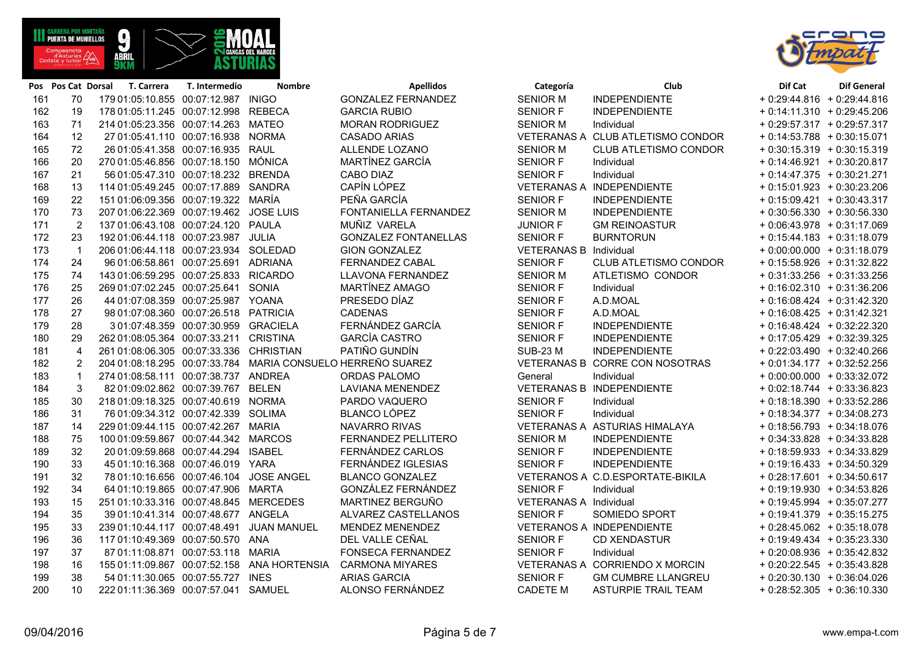| Pos | Pos Cat | Dorsal | T. Carrera | T. Intermedio | Nombre | Apellidos | Categoría | Club | Dif Cat | Dif General |
|---|---|---|---|---|---|---|---|---|---|---|
| 161 | 70 | 179 | 01:05:10.855 | 00:07:12.987 | INIGO | GONZALEZ FERNANDEZ | SENIOR M | INDEPENDIENTE | + 0:29:44.816 | + 0:29:44.816 |
| 162 | 19 | 178 | 01:05:11.245 | 00:07:12.998 | REBECA | GARCIA RUBIO | SENIOR F | INDEPENDIENTE | + 0:14:11.310 | + 0:29:45.206 |
| 163 | 71 | 214 | 01:05:23.356 | 00:07:14.263 | MATEO | MORAN RODRIGUEZ | SENIOR M | Individual | + 0:29:57.317 | + 0:29:57.317 |
| 164 | 12 | 27 | 01:05:41.110 | 00:07:16.938 | NORMA | CASADO ARIAS | VETERANAS A | CLUB ATLETISMO CONDOR | + 0:14:53.788 | + 0:30:15.071 |
| 165 | 72 | 26 | 01:05:41.358 | 00:07:16.935 | RAUL | ALLENDE LOZANO | SENIOR M | CLUB ATLETISMO CONDOR | + 0:30:15.319 | + 0:30:15.319 |
| 166 | 20 | 270 | 01:05:46.856 | 00:07:18.150 | MÓNICA | MARTÍNEZ GARCÍA | SENIOR F | Individual | + 0:14:46.921 | + 0:30:20.817 |
| 167 | 21 | 56 | 01:05:47.310 | 00:07:18.232 | BRENDA | CABO DIAZ | SENIOR F | Individual | + 0:14:47.375 | + 0:30:21.271 |
| 168 | 13 | 114 | 01:05:49.245 | 00:07:17.889 | SANDRA | CAPÍN LÓPEZ | VETERANAS A | INDEPENDIENTE | + 0:15:01.923 | + 0:30:23.206 |
| 169 | 22 | 151 | 01:06:09.356 | 00:07:19.322 | MARÍA | PEÑA GARCÍA | SENIOR F | INDEPENDIENTE | + 0:15:09.421 | + 0:30:43.317 |
| 170 | 73 | 207 | 01:06:22.369 | 00:07:19.462 | JOSE LUIS | FONTANIELLA FERNANDEZ | SENIOR M | INDEPENDIENTE | + 0:30:56.330 | + 0:30:56.330 |
| 171 | 2 | 137 | 01:06:43.108 | 00:07:24.120 | PAULA | MUÑIZ VARELA | JUNIOR F | GM REINOASTUR | + 0:06:43.978 | + 0:31:17.069 |
| 172 | 23 | 192 | 01:06:44.118 | 00:07:23.987 | JULIA | GONZALEZ FONTANELLAS | SENIOR F | BURNTORUN | + 0:15:44.183 | + 0:31:18.079 |
| 173 | 1 | 206 | 01:06:44.118 | 00:07:23.934 | SOLEDAD | GION GONZALEZ | VETERANAS B | Individual | + 0:00:00.000 | + 0:31:18.079 |
| 174 | 24 | 96 | 01:06:58.861 | 00:07:25.691 | ADRIANA | FERNANDEZ CABAL | SENIOR F | CLUB ATLETISMO CONDOR | + 0:15:58.926 | + 0:31:32.822 |
| 175 | 74 | 143 | 01:06:59.295 | 00:07:25.833 | RICARDO | LLAVONA FERNANDEZ | SENIOR M | ATLETISMO CONDOR | + 0:31:33.256 | + 0:31:33.256 |
| 176 | 25 | 269 | 01:07:02.245 | 00:07:25.641 | SONIA | MARTÍNEZ AMAGO | SENIOR F | Individual | + 0:16:02.310 | + 0:31:36.206 |
| 177 | 26 | 44 | 01:07:08.359 | 00:07:25.987 | YOANA | PRESEDO DÍAZ | SENIOR F | A.D.MOAL | + 0:16:08.424 | + 0:31:42.320 |
| 178 | 27 | 98 | 01:07:08.360 | 00:07:26.518 | PATRICIA | CADENAS | SENIOR F | A.D.MOAL | + 0:16:08.425 | + 0:31:42.321 |
| 179 | 28 | 3 | 01:07:48.359 | 00:07:30.959 | GRACIELA | FERNÁNDEZ GARCÍA | SENIOR F | INDEPENDIENTE | + 0:16:48.424 | + 0:32:22.320 |
| 180 | 29 | 262 | 01:08:05.364 | 00:07:33.211 | CRISTINA | GARCÍA CASTRO | SENIOR F | INDEPENDIENTE | + 0:17:05.429 | + 0:32:39.325 |
| 181 | 4 | 261 | 01:08:06.305 | 00:07:33.336 | CHRISTIAN | PATIÑO GUNDÍN | SUB-23 M | INDEPENDIENTE | + 0:22:03.490 | + 0:32:40.266 |
| 182 | 2 | 204 | 01:08:18.295 | 00:07:33.784 | MARIA CONSUELO | HERREÑO SUAREZ | VETERANAS B | CORRE CON NOSOTRAS | + 0:01:34.177 | + 0:32:52.256 |
| 183 | 1 | 274 | 01:08:58.111 | 00:07:38.737 | ANDREA | ORDAS PALOMO | General | Individual | + 0:00:00.000 | + 0:33:32.072 |
| 184 | 3 | 82 | 01:09:02.862 | 00:07:39.767 | BELEN | LAVIANA MENENDEZ | VETERANAS B | INDEPENDIENTE | + 0:02:18.744 | + 0:33:36.823 |
| 185 | 30 | 218 | 01:09:18.325 | 00:07:40.619 | NORMA | PARDO VAQUERO | SENIOR F | Individual | + 0:18:18.390 | + 0:33:52.286 |
| 186 | 31 | 76 | 01:09:34.312 | 00:07:42.339 | SOLIMA | BLANCO LÓPEZ | SENIOR F | Individual | + 0:18:34.377 | + 0:34:08.273 |
| 187 | 14 | 229 | 01:09:44.115 | 00:07:42.267 | MARIA | NAVARRO RIVAS | VETERANAS A | ASTURIAS HIMALAYA | + 0:18:56.793 | + 0:34:18.076 |
| 188 | 75 | 100 | 01:09:59.867 | 00:07:44.342 | MARCOS | FERNANDEZ PELLITERO | SENIOR M | INDEPENDIENTE | + 0:34:33.828 | + 0:34:33.828 |
| 189 | 32 | 20 | 01:09:59.868 | 00:07:44.294 | ISABEL | FERNÁNDEZ CARLOS | SENIOR F | INDEPENDIENTE | + 0:18:59.933 | + 0:34:33.829 |
| 190 | 33 | 45 | 01:10:16.368 | 00:07:46.019 | YARA | FERNÁNDEZ IGLESIAS | SENIOR F | INDEPENDIENTE | + 0:19:16.433 | + 0:34:50.329 |
| 191 | 32 | 78 | 01:10:16.656 | 00:07:46.104 | JOSE ANGEL | BLANCO GONZALEZ | VETERANOS A | C.D.ESPORTATE-BIKILA | + 0:28:17.601 | + 0:34:50.617 |
| 192 | 34 | 64 | 01:10:19.865 | 00:07:47.906 | MARTA | GONZÁLEZ FERNÁNDEZ | SENIOR F | Individual | + 0:19:19.930 | + 0:34:53.826 |
| 193 | 15 | 251 | 01:10:33.316 | 00:07:48.845 | MERCEDES | MARTINEZ BERGUÑO | VETERANAS A | Individual | + 0:19:45.994 | + 0:35:07.277 |
| 194 | 35 | 39 | 01:10:41.314 | 00:07:48.677 | ANGELA | ALVAREZ CASTELLANOS | SENIOR F | SOMIEDO SPORT | + 0:19:41.379 | + 0:35:15.275 |
| 195 | 33 | 239 | 01:10:44.117 | 00:07:48.491 | JUAN MANUEL | MENDEZ MENENDEZ | VETERANOS A | INDEPENDIENTE | + 0:28:45.062 | + 0:35:18.078 |
| 196 | 36 | 117 | 01:10:49.369 | 00:07:50.570 | ANA | DEL VALLE CEÑAL | SENIOR F | CD XENDASTUR | + 0:19:49.434 | + 0:35:23.330 |
| 197 | 37 | 87 | 01:11:08.871 | 00:07:53.118 | MARIA | FONSECA FERNANDEZ | SENIOR F | Individual | + 0:20:08.936 | + 0:35:42.832 |
| 198 | 16 | 155 | 01:11:09.867 | 00:07:52.158 | ANA HORTENSIA | CARMONA MIYARES | VETERANAS A | CORRIENDO X MORCIN | + 0:20:22.545 | + 0:35:43.828 |
| 199 | 38 | 54 | 01:11:30.065 | 00:07:55.727 | INES | ARIAS GARCIA | SENIOR F | GM CUMBRE LLANGREU | + 0:20:30.130 | + 0:36:04.026 |
| 200 | 10 | 222 | 01:11:36.369 | 00:07:57.041 | SAMUEL | ALONSO FERNÁNDEZ | CADETE M | ASTURPIE TRAIL TEAM | + 0:28:52.305 | + 0:36:10.330 |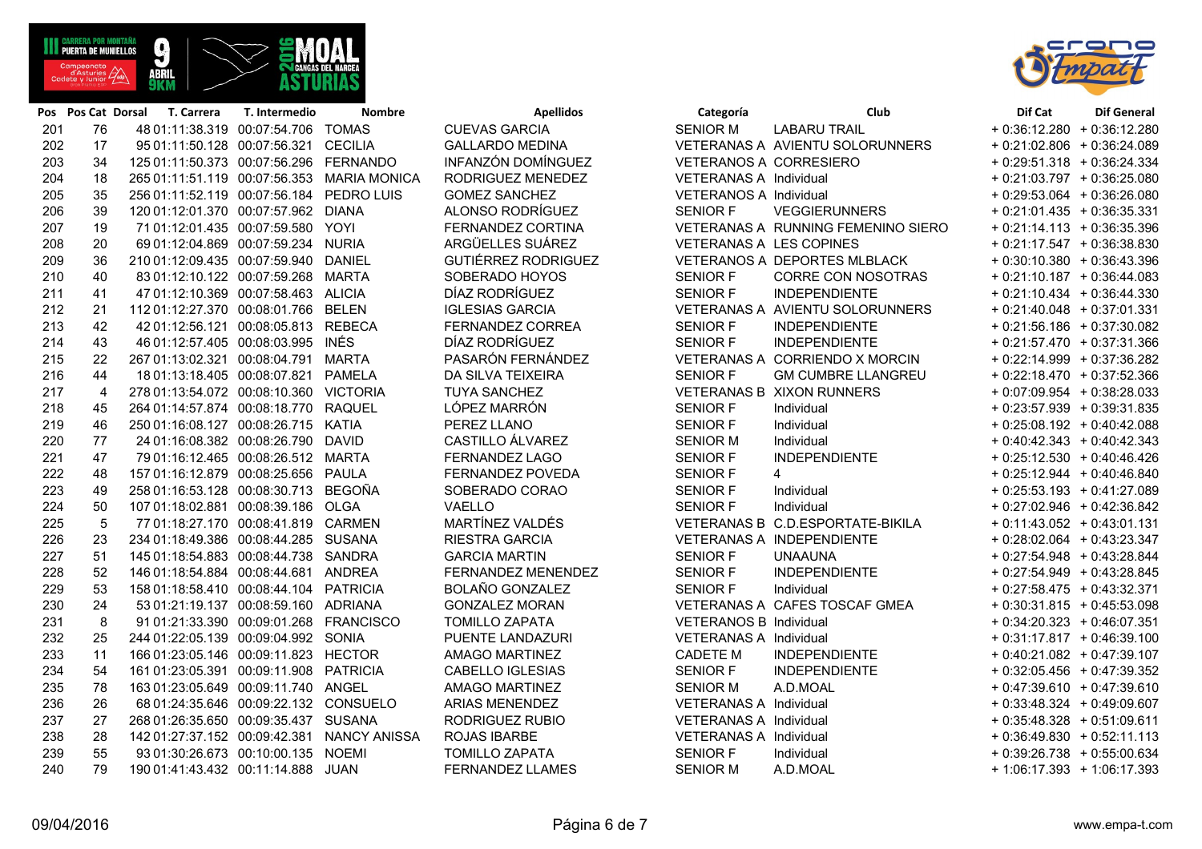| Pos | Pos Cat | Dorsal | T. Carrera | T. Intermedio | Nombre | Apellidos | Categoría | Club | Dif Cat | Dif General |
|---|---|---|---|---|---|---|---|---|---|---|
| 201 | 76 | 48 | 01:11:38.319 | 00:07:54.706 | TOMAS | CUEVAS GARCIA | SENIOR M | LABARU TRAIL | + 0:36:12.280 | + 0:36:12.280 |
| 202 | 17 | 95 | 01:11:50.128 | 00:07:56.321 | CECILIA | GALLARDO MEDINA | VETERANAS A | AVIENTU SOLORUNNERS | + 0:21:02.806 | + 0:36:24.089 |
| 203 | 34 | 125 | 01:11:50.373 | 00:07:56.296 | FERNANDO | INFANZÓN DOMÍNGUEZ | VETERANOS A | CORRESIERO | + 0:29:51.318 | + 0:36:24.334 |
| 204 | 18 | 265 | 01:11:51.119 | 00:07:56.353 | MARIA MONICA | RODRIGUEZ MENEDEZ | VETERANAS A | Individual | + 0:21:03.797 | + 0:36:25.080 |
| 205 | 35 | 256 | 01:11:52.119 | 00:07:56.184 | PEDRO LUIS | GOMEZ SANCHEZ | VETERANOS A | Individual | + 0:29:53.064 | + 0:36:26.080 |
| 206 | 39 | 120 | 01:12:01.370 | 00:07:57.962 | DIANA | ALONSO RODRÍGUEZ | SENIOR F | VEGGIERUNNERS | + 0:21:01.435 | + 0:36:35.331 |
| 207 | 19 | 71 | 01:12:01.435 | 00:07:59.580 | YOYI | FERNANDEZ CORTINA | VETERANAS A | RUNNING FEMENINO SIERO | + 0:21:14.113 | + 0:36:35.396 |
| 208 | 20 | 69 | 01:12:04.869 | 00:07:59.234 | NURIA | ARGÜELLES SUÁREZ | VETERANAS A | LES COPINES | + 0:21:17.547 | + 0:36:38.830 |
| 209 | 36 | 210 | 01:12:09.435 | 00:07:59.940 | DANIEL | GUTIÉRREZ RODRIGUEZ | VETERANOS A | DEPORTES MLBLACK | + 0:30:10.380 | + 0:36:43.396 |
| 210 | 40 | 83 | 01:12:10.122 | 00:07:59.268 | MARTA | SOBERADO HOYOS | SENIOR F | CORRE CON NOSOTRAS | + 0:21:10.187 | + 0:36:44.083 |
| 211 | 41 | 47 | 01:12:10.369 | 00:07:58.463 | ALICIA | DÍAZ RODRÍGUEZ | SENIOR F | INDEPENDIENTE | + 0:21:10.434 | + 0:36:44.330 |
| 212 | 21 | 112 | 01:12:27.370 | 00:08:01.766 | BELEN | IGLESIAS GARCIA | VETERANAS A | AVIENTU SOLORUNNERS | + 0:21:40.048 | + 0:37:01.331 |
| 213 | 42 | 42 | 01:12:56.121 | 00:08:05.813 | REBECA | FERNANDEZ CORREA | SENIOR F | INDEPENDIENTE | + 0:21:56.186 | + 0:37:30.082 |
| 214 | 43 | 46 | 01:12:57.405 | 00:08:03.995 | INÉS | DÍAZ RODRÍGUEZ | SENIOR F | INDEPENDIENTE | + 0:21:57.470 | + 0:37:31.366 |
| 215 | 22 | 267 | 01:13:02.321 | 00:08:04.791 | MARTA | PASARÓN FERNÁNDEZ | VETERANAS A | CORRIENDO X MORCIN | + 0:22:14.999 | + 0:37:36.282 |
| 216 | 44 | 18 | 01:13:18.405 | 00:08:07.821 | PAMELA | DA SILVA TEIXEIRA | SENIOR F | GM CUMBRE LLANGREU | + 0:22:18.470 | + 0:37:52.366 |
| 217 | 4 | 278 | 01:13:54.072 | 00:08:10.360 | VICTORIA | TUYA SANCHEZ | VETERANAS B | XIXON RUNNERS | + 0:07:09.954 | + 0:38:28.033 |
| 218 | 45 | 264 | 01:14:57.874 | 00:08:18.770 | RAQUEL | LÓPEZ MARRÓN | SENIOR F | Individual | + 0:23:57.939 | + 0:39:31.835 |
| 219 | 46 | 250 | 01:16:08.127 | 00:08:26.715 | KATIA | PEREZ LLANO | SENIOR F | Individual | + 0:25:08.192 | + 0:40:42.088 |
| 220 | 77 | 24 | 01:16:08.382 | 00:08:26.790 | DAVID | CASTILLO ÁLVAREZ | SENIOR M | Individual | + 0:40:42.343 | + 0:40:42.343 |
| 221 | 47 | 79 | 01:16:12.465 | 00:08:26.512 | MARTA | FERNANDEZ LAGO | SENIOR F | INDEPENDIENTE | + 0:25:12.530 | + 0:40:46.426 |
| 222 | 48 | 157 | 01:16:12.879 | 00:08:25.656 | PAULA | FERNANDEZ POVEDA | SENIOR F | 4 | + 0:25:12.944 | + 0:40:46.840 |
| 223 | 49 | 258 | 01:16:53.128 | 00:08:30.713 | BEGOÑA | SOBERADO CORAO | SENIOR F | Individual | + 0:25:53.193 | + 0:41:27.089 |
| 224 | 50 | 107 | 01:18:02.881 | 00:08:39.186 | OLGA | VAELLO | SENIOR F | Individual | + 0:27:02.946 | + 0:42:36.842 |
| 225 | 5 | 77 | 01:18:27.170 | 00:08:41.819 | CARMEN | MARTÍNEZ VALDÉS | VETERANAS B | C.D.ESPORTATE-BIKILA | + 0:11:43.052 | + 0:43:01.131 |
| 226 | 23 | 234 | 01:18:49.386 | 00:08:44.285 | SUSANA | RIESTRA GARCIA | VETERANAS A | INDEPENDIENTE | + 0:28:02.064 | + 0:43:23.347 |
| 227 | 51 | 145 | 01:18:54.883 | 00:08:44.738 | SANDRA | GARCIA MARTIN | SENIOR F | UNAAUNA | + 0:27:54.948 | + 0:43:28.844 |
| 228 | 52 | 146 | 01:18:54.884 | 00:08:44.681 | ANDREA | FERNANDEZ MENENDEZ | SENIOR F | INDEPENDIENTE | + 0:27:54.949 | + 0:43:28.845 |
| 229 | 53 | 158 | 01:18:58.410 | 00:08:44.104 | PATRICIA | BOLAÑO GONZALEZ | SENIOR F | Individual | + 0:27:58.475 | + 0:43:32.371 |
| 230 | 24 | 53 | 01:21:19.137 | 00:08:59.160 | ADRIANA | GONZALEZ MORAN | VETERANAS A | CAFES TOSCAF GMEA | + 0:30:31.815 | + 0:45:53.098 |
| 231 | 8 | 91 | 01:21:33.390 | 00:09:01.268 | FRANCISCO | TOMILLO ZAPATA | VETERANOS B | Individual | + 0:34:20.323 | + 0:46:07.351 |
| 232 | 25 | 244 | 01:22:05.139 | 00:09:04.992 | SONIA | PUENTE LANDAZURI | VETERANAS A | Individual | + 0:31:17.817 | + 0:46:39.100 |
| 233 | 11 | 166 | 01:23:05.146 | 00:09:11.823 | HECTOR | AMAGO MARTINEZ | CADETE M | INDEPENDIENTE | + 0:40:21.082 | + 0:47:39.107 |
| 234 | 54 | 161 | 01:23:05.391 | 00:09:11.908 | PATRICIA | CABELLO IGLESIAS | SENIOR F | INDEPENDIENTE | + 0:32:05.456 | + 0:47:39.352 |
| 235 | 78 | 163 | 01:23:05.649 | 00:09:11.740 | ANGEL | AMAGO MARTINEZ | SENIOR M | A.D.MOAL | + 0:47:39.610 | + 0:47:39.610 |
| 236 | 26 | 68 | 01:24:35.646 | 00:09:22.132 | CONSUELO | ARIAS MENENDEZ | VETERANAS A | Individual | + 0:33:48.324 | + 0:49:09.607 |
| 237 | 27 | 268 | 01:26:35.650 | 00:09:35.437 | SUSANA | RODRIGUEZ RUBIO | VETERANAS A | Individual | + 0:35:48.328 | + 0:51:09.611 |
| 238 | 28 | 142 | 01:27:37.152 | 00:09:42.381 | NANCY ANISSA | ROJAS IBARBE | VETERANAS A | Individual | + 0:36:49.830 | + 0:52:11.113 |
| 239 | 55 | 93 | 01:30:26.673 | 00:10:00.135 | NOEMI | TOMILLO ZAPATA | SENIOR F | Individual | + 0:39:26.738 | + 0:55:00.634 |
| 240 | 79 | 190 | 01:41:43.432 | 00:11:14.888 | JUAN | FERNANDEZ LLAMES | SENIOR M | A.D.MOAL | + 1:06:17.393 | + 1:06:17.393 |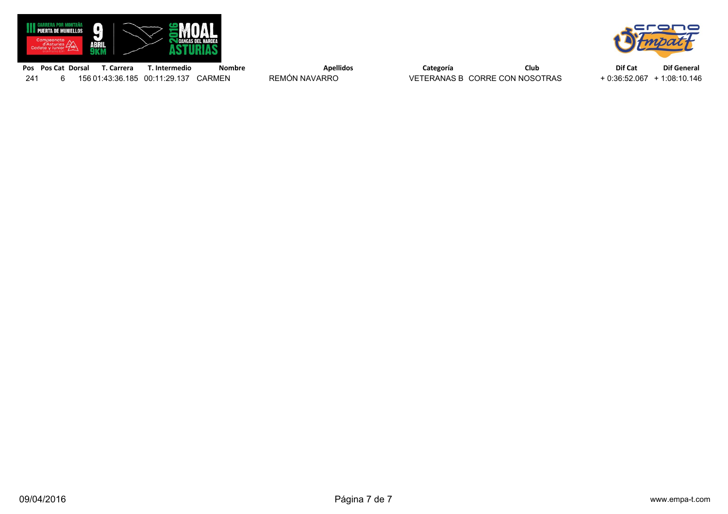| Pos | Pos Cat | Dorsal | T. Carrera | T. Intermedio | Nombre | Apellidos | Categoría | Club | Dif Cat | Dif General |
|---|---|---|---|---|---|---|---|---|---|---|
| 241 | 6 | 156 | 01:43:36.185 | 00:11:29.137 | CARMEN | REMÓN NAVARRO | VETERANAS B | CORRE CON NOSOTRAS | + 0:36:52.067 | + 1:08:10.146 |